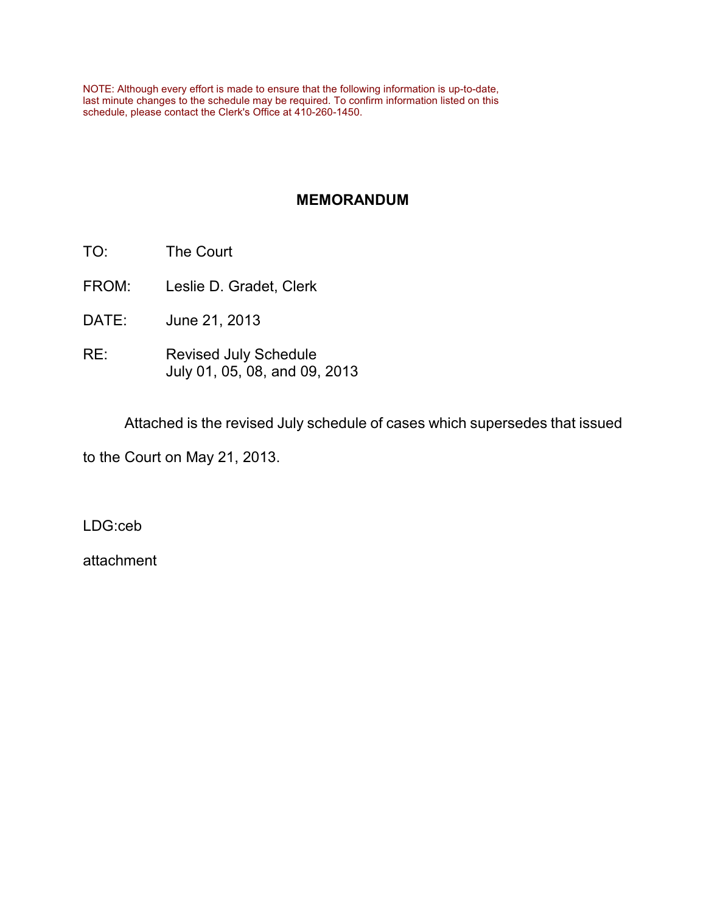NOTE: Although every effort is made to ensure that the following information is up-to-date, last minute changes to the schedule may be required. To confirm information listed on this schedule, please contact the Clerk's Office at 410-260-1450.

# MEMORANDUM

TO: The Court

FROM: Leslie D. Gradet, Clerk

DATE: June 21, 2013

RE: Revised July Schedule
July 01, 05, 08, and 09, 2013

Attached is the revised July schedule of cases which supersedes that issued to the Court on May 21, 2013.

LDG:ceb

attachment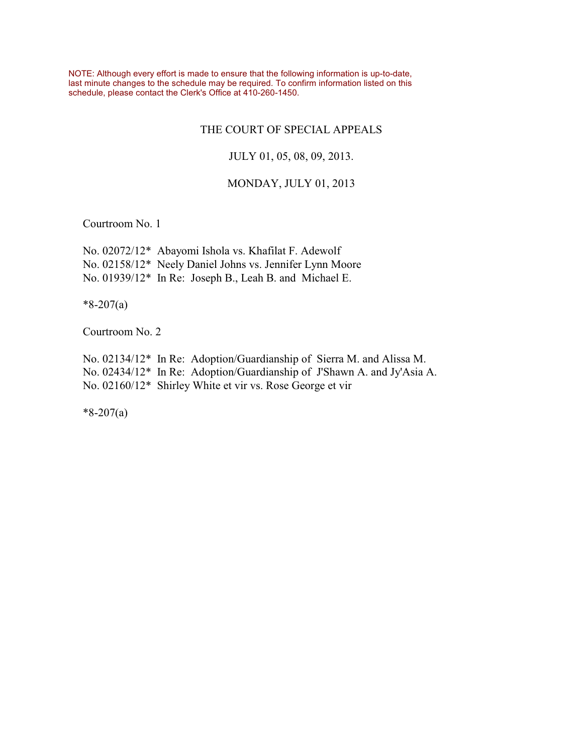NOTE: Although every effort is made to ensure that the following information is up-to-date, last minute changes to the schedule may be required. To confirm information listed on this schedule, please contact the Clerk's Office at 410-260-1450.

# THE COURT OF SPECIAL APPEALS

## JULY 01, 05, 08, 09, 2013.

## MONDAY, JULY 01, 2013

### Courtroom No. 1

No. 02072/12* Abayomi Ishola vs. Khafilat F. Adewolf
No. 02158/12* Neely Daniel Johns vs. Jennifer Lynn Moore
No. 01939/12* In Re: Joseph B., Leah B. and Michael E.

*8-207(a)

### Courtroom No. 2

No. 02134/12* In Re: Adoption/Guardianship of Sierra M. and Alissa M.
No. 02434/12* In Re: Adoption/Guardianship of J'Shawn A. and Jy'Asia A.
No. 02160/12* Shirley White et vir vs. Rose George et vir

*8-207(a)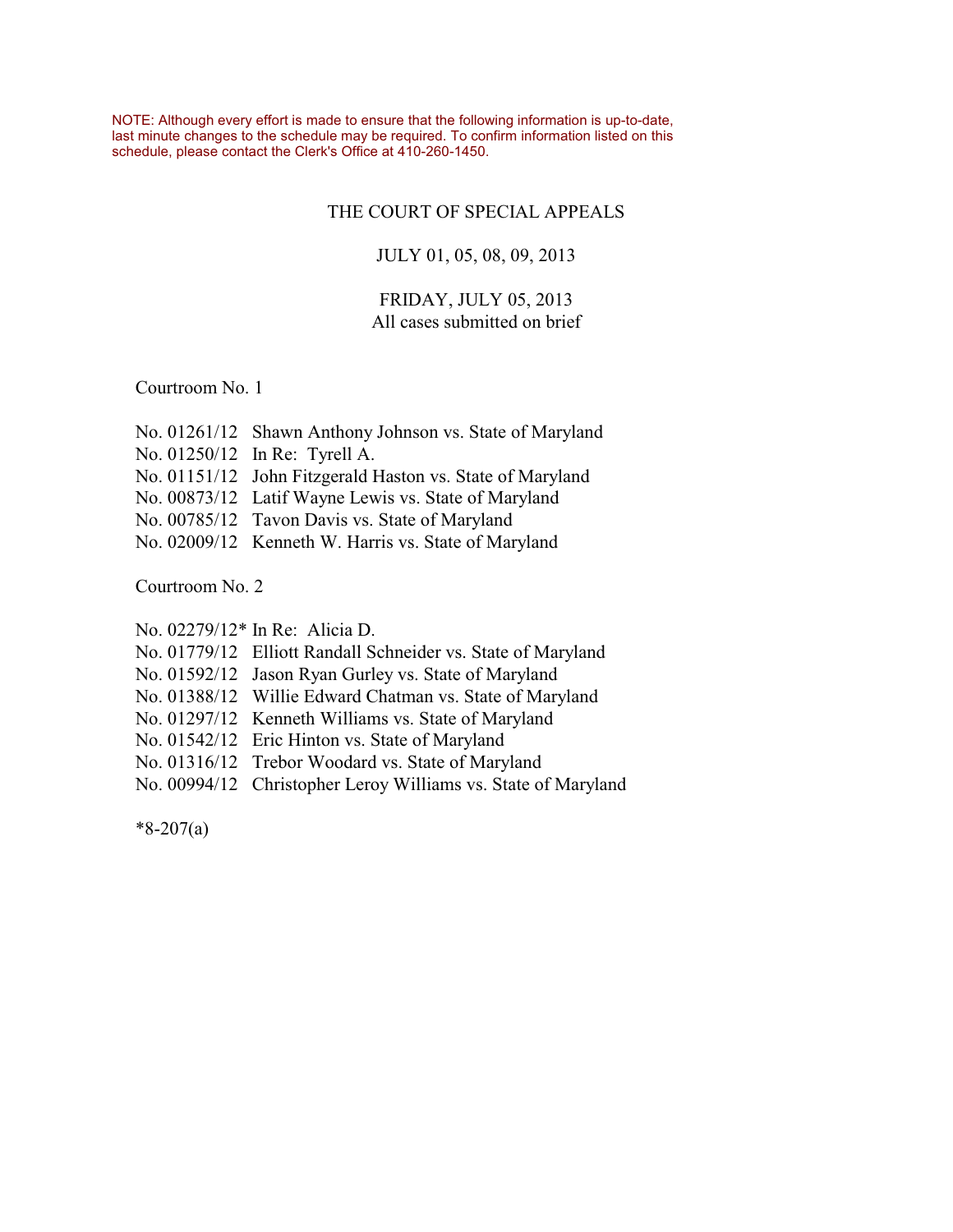NOTE: Although every effort is made to ensure that the following information is up-to-date, last minute changes to the schedule may be required. To confirm information listed on this schedule, please contact the Clerk's Office at 410-260-1450.

# THE COURT OF SPECIAL APPEALS

## JULY 01, 05, 08, 09, 2013

## FRIDAY, JULY 05, 2013

All cases submitted on brief

### Courtroom No. 1

No. 01261/12 Shawn Anthony Johnson vs. State of Maryland
No. 01250/12 In Re: Tyrell A.
No. 01151/12 John Fitzgerald Haston vs. State of Maryland
No. 00873/12 Latif Wayne Lewis vs. State of Maryland
No. 00785/12 Tavon Davis vs. State of Maryland
No. 02009/12 Kenneth W. Harris vs. State of Maryland

### Courtroom No. 2

No. 02279/12* In Re: Alicia D.
No. 01779/12 Elliott Randall Schneider vs. State of Maryland
No. 01592/12 Jason Ryan Gurley vs. State of Maryland
No. 01388/12 Willie Edward Chatman vs. State of Maryland
No. 01297/12 Kenneth Williams vs. State of Maryland
No. 01542/12 Eric Hinton vs. State of Maryland
No. 01316/12 Trebor Woodard vs. State of Maryland
No. 00994/12 Christopher Leroy Williams vs. State of Maryland

*8-207(a)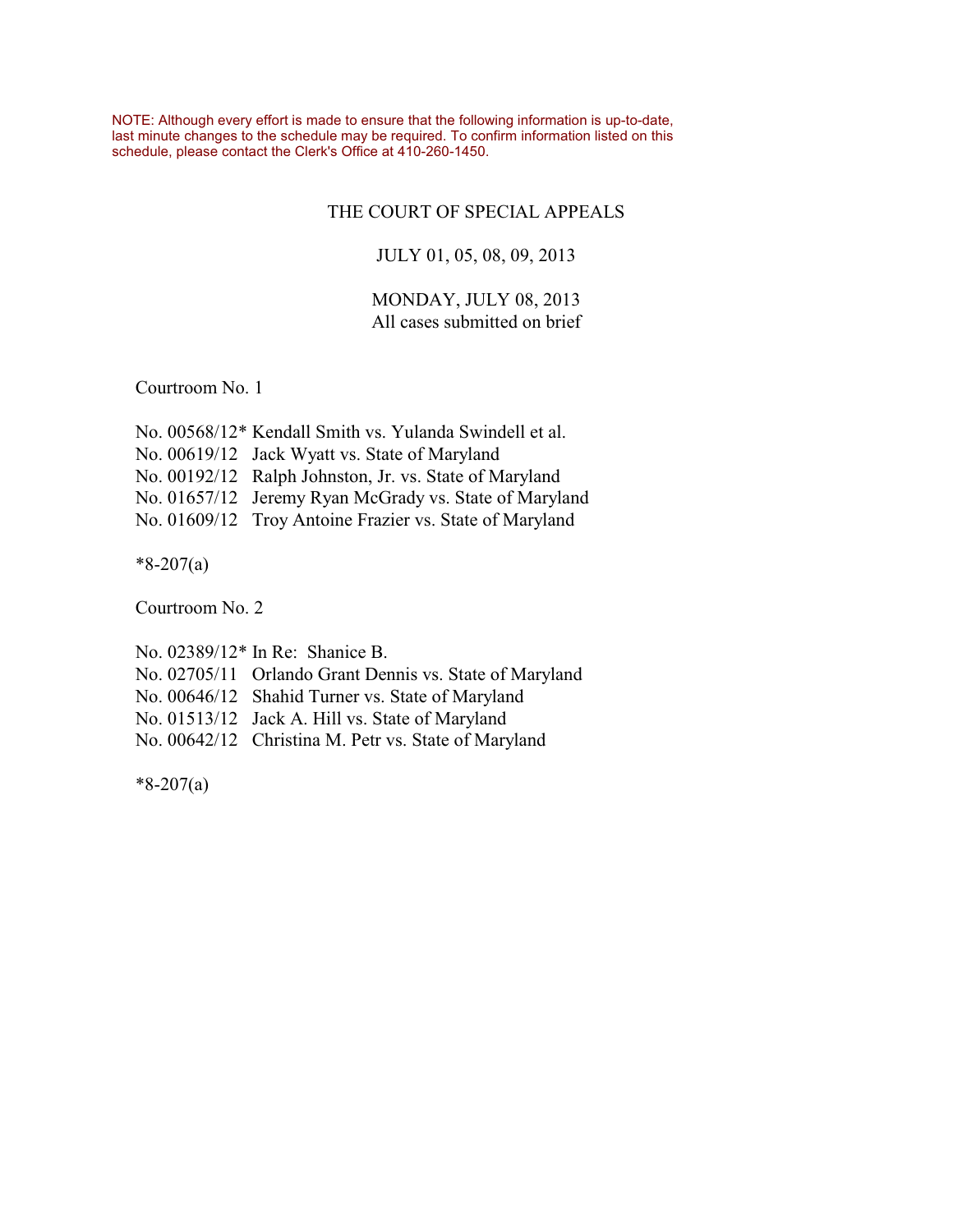NOTE: Although every effort is made to ensure that the following information is up-to-date, last minute changes to the schedule may be required. To confirm information listed on this schedule, please contact the Clerk's Office at 410-260-1450.

# THE COURT OF SPECIAL APPEALS

## JULY 01, 05, 08, 09, 2013

## MONDAY, JULY 08, 2013

All cases submitted on brief

### Courtroom No. 1

No. 00568/12* Kendall Smith vs. Yulanda Swindell et al.
No. 00619/12 Jack Wyatt vs. State of Maryland
No. 00192/12 Ralph Johnston, Jr. vs. State of Maryland
No. 01657/12 Jeremy Ryan McGrady vs. State of Maryland
No. 01609/12 Troy Antoine Frazier vs. State of Maryland

*8-207(a)

### Courtroom No. 2

No. 02389/12* In Re: Shanice B.
No. 02705/11 Orlando Grant Dennis vs. State of Maryland
No. 00646/12 Shahid Turner vs. State of Maryland
No. 01513/12 Jack A. Hill vs. State of Maryland
No. 00642/12 Christina M. Petr vs. State of Maryland

*8-207(a)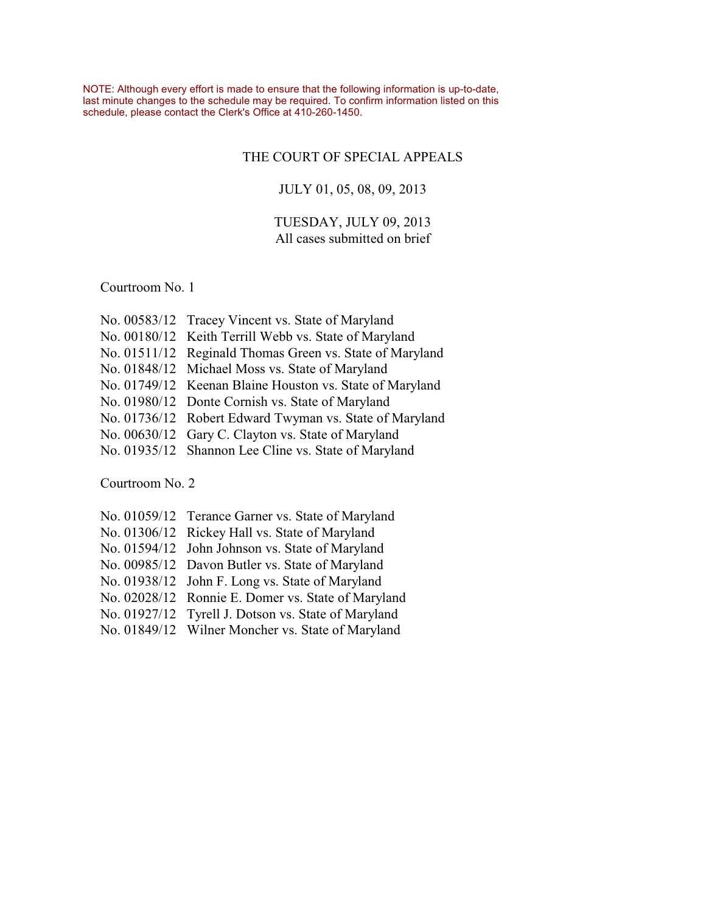NOTE: Although every effort is made to ensure that the following information is up-to-date, last minute changes to the schedule may be required. To confirm information listed on this schedule, please contact the Clerk's Office at 410-260-1450.

# THE COURT OF SPECIAL APPEALS

## JULY 01, 05, 08, 09, 2013

## TUESDAY, JULY 09, 2013
All cases submitted on brief

### Courtroom No. 1

No. 00583/12 Tracey Vincent vs. State of Maryland
No. 00180/12 Keith Terrill Webb vs. State of Maryland
No. 01511/12 Reginald Thomas Green vs. State of Maryland
No. 01848/12 Michael Moss vs. State of Maryland
No. 01749/12 Keenan Blaine Houston vs. State of Maryland
No. 01980/12 Donte Cornish vs. State of Maryland
No. 01736/12 Robert Edward Twyman vs. State of Maryland
No. 00630/12 Gary C. Clayton vs. State of Maryland
No. 01935/12 Shannon Lee Cline vs. State of Maryland

### Courtroom No. 2

No. 01059/12 Terance Garner vs. State of Maryland
No. 01306/12 Rickey Hall vs. State of Maryland
No. 01594/12 John Johnson vs. State of Maryland
No. 00985/12 Davon Butler vs. State of Maryland
No. 01938/12 John F. Long vs. State of Maryland
No. 02028/12 Ronnie E. Domer vs. State of Maryland
No. 01927/12 Tyrell J. Dotson vs. State of Maryland
No. 01849/12 Wilner Moncher vs. State of Maryland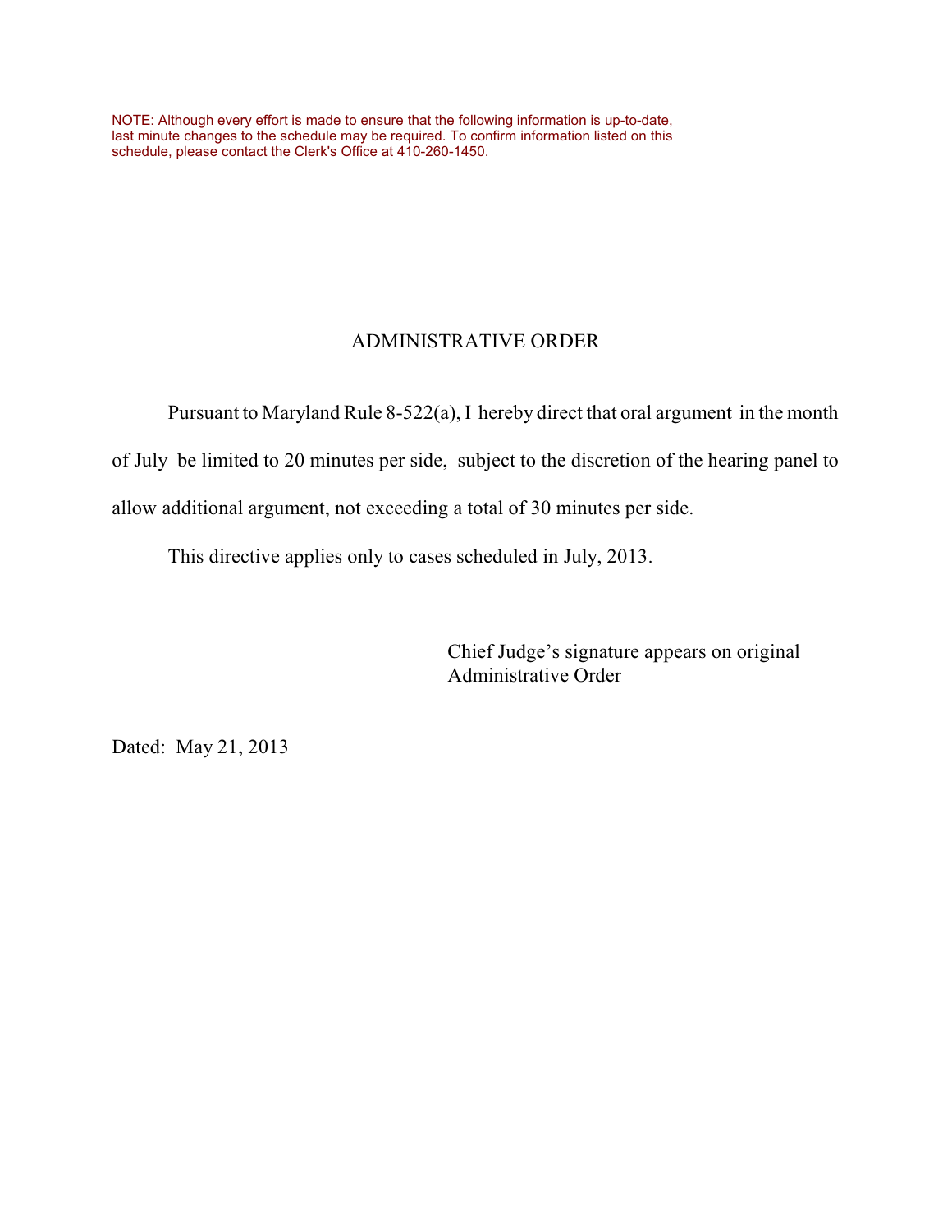NOTE: Although every effort is made to ensure that the following information is up-to-date, last minute changes to the schedule may be required. To confirm information listed on this schedule, please contact the Clerk's Office at 410-260-1450.

# ADMINISTRATIVE ORDER

Pursuant to Maryland Rule 8-522(a), I hereby direct that oral argument in the month of July be limited to 20 minutes per side, subject to the discretion of the hearing panel to allow additional argument, not exceeding a total of 30 minutes per side.

This directive applies only to cases scheduled in July, 2013.

Chief Judge's signature appears on original Administrative Order

Dated: May 21, 2013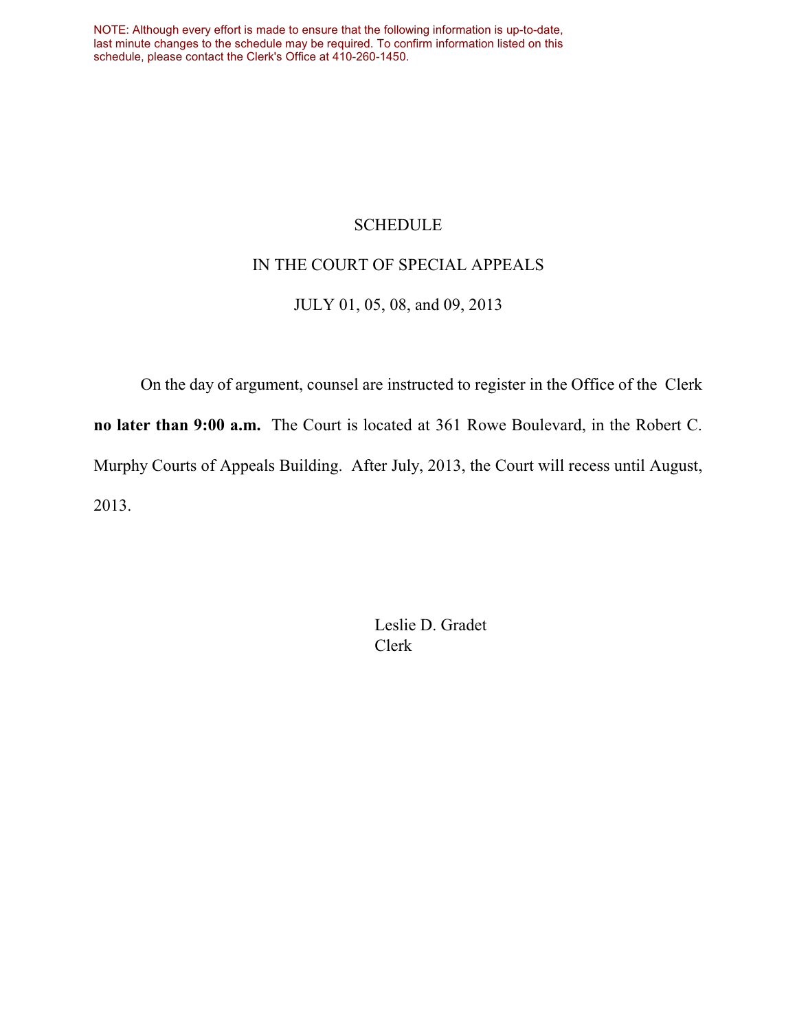NOTE: Although every effort is made to ensure that the following information is up-to-date, last minute changes to the schedule may be required. To confirm information listed on this schedule, please contact the Clerk's Office at 410-260-1450.

# SCHEDULE

## IN THE COURT OF SPECIAL APPEALS

## JULY 01, 05, 08, and 09, 2013

On the day of argument, counsel are instructed to register in the Office of the Clerk **no later than 9:00 a.m.** The Court is located at 361 Rowe Boulevard, in the Robert C. Murphy Courts of Appeals Building. After July, 2013, the Court will recess until August, 2013.

Leslie D. Gradet
Clerk